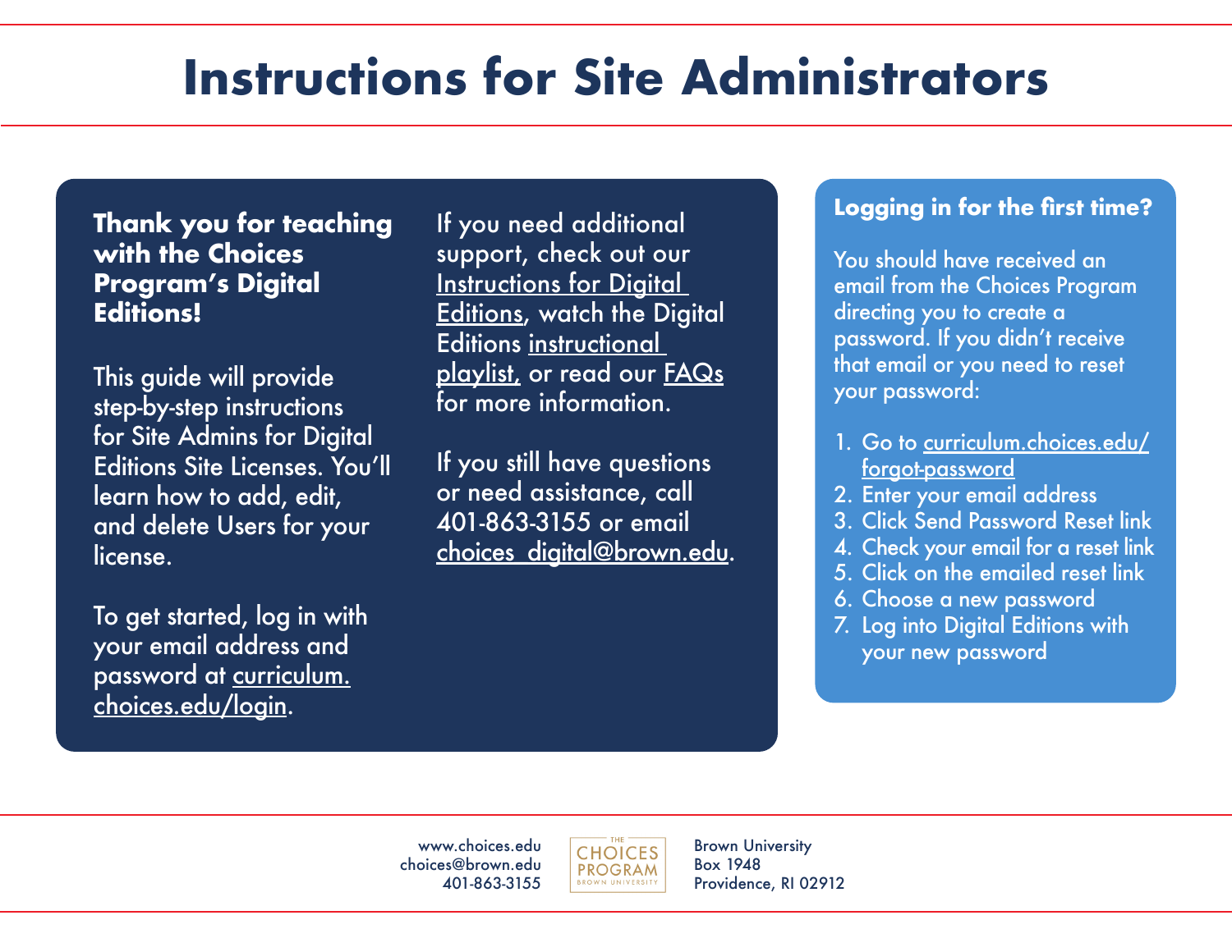# Instructions for Site Administrators

**Thank you for teaching with the Choices Program's Digital Editions!**

This guide will provide step-by-step instructions for Site Admins for Digital Editions Site Licenses. You'll learn how to add, edit, and delete Users for your license.

To get started, log in with your email address and password at curriculum.choices.edu/login.

If you need additional support, check out our Instructions for Digital Editions, watch the Digital Editions instructional playlist, or read our FAQs for more information.

If you still have questions or need assistance, call 401-863-3155 or email choices_digital@brown.edu.

**Logging in for the first time?**

You should have received an email from the Choices Program directing you to create a password. If you didn't receive that email or you need to reset your password:

1. Go to curriculum.choices.edu/forgot-password
2. Enter your email address
3. Click Send Password Reset link
4. Check your email for a reset link
5. Click on the emailed reset link
6. Choose a new password
7. Log into Digital Editions with your new password

www.choices.edu
choices@brown.edu
401-863-3155

THE CHOICES PROGRAM BROWN UNIVERSITY

Brown University
Box 1948
Providence, RI 02912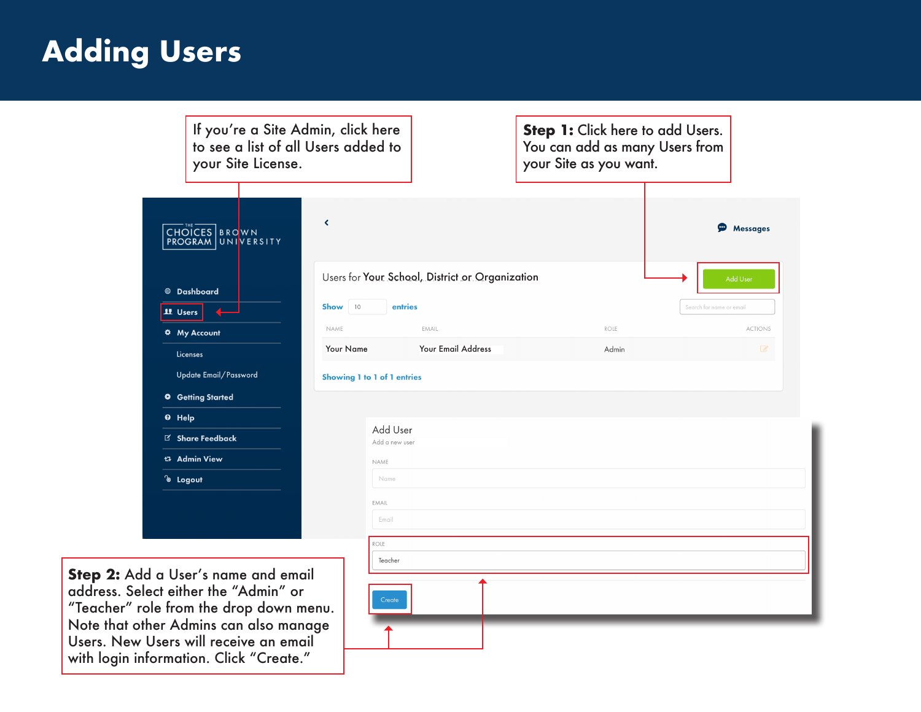# Adding Users

If you're a Site Admin, click here to see a list of all Users added to your Site License.

**Step 1:** Click here to add Users. You can add as many Users from your Site as you want.

THE CHOICES PROGRAM | BROWN UNIVERSITY

- Dashboard
- Users
- My Account
  - Licenses
  - Update Email/Password
- Getting Started
- Help
- Share Feedback
- Admin View
- Logout

Messages

Users for Your School, District or Organization

Add User

Show 10 entries

Search for name or email

| NAME | EMAIL | ROLE | ACTIONS |
|---|---|---|---|
| Your Name | Your Email Address | Admin | |

Showing 1 to 1 of 1 entries

Add User

Add a new user

NAME

Name

EMAIL

Email

ROLE

Teacher

Create

**Step 2:** Add a User's name and email address. Select either the "Admin" or "Teacher" role from the drop down menu. Note that other Admins can also manage Users. New Users will receive an email with login information. Click "Create."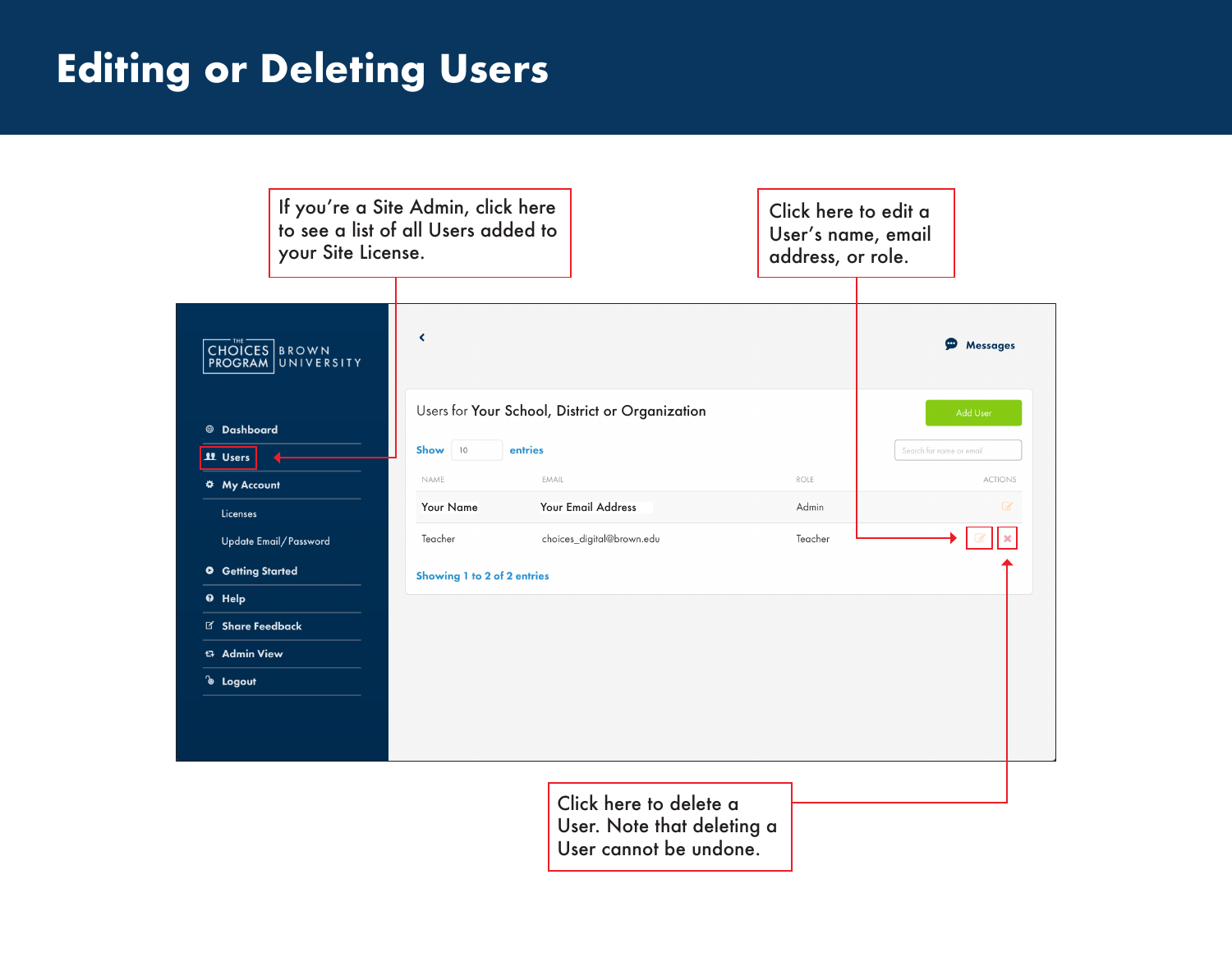# Editing or Deleting Users

If you're a Site Admin, click here to see a list of all Users added to your Site License.

Click here to edit a User's name, email address, or role.

THE CHOICES PROGRAM | BROWN UNIVERSITY

- Dashboard
- Users
- My Account
  - Licenses
  - Update Email/Password
- Getting Started
- Help
- Share Feedback
- Admin View
- Logout

Messages

Users for Your School, District or Organization

Add User

Show 10 entries

Search for name or email

| NAME | EMAIL | ROLE | ACTIONS |
|---|---|---|---|
| Your Name | Your Email Address | Admin | |
| Teacher | choices_digital@brown.edu | Teacher | |

Showing 1 to 2 of 2 entries

Click here to delete a User. Note that deleting a User cannot be undone.